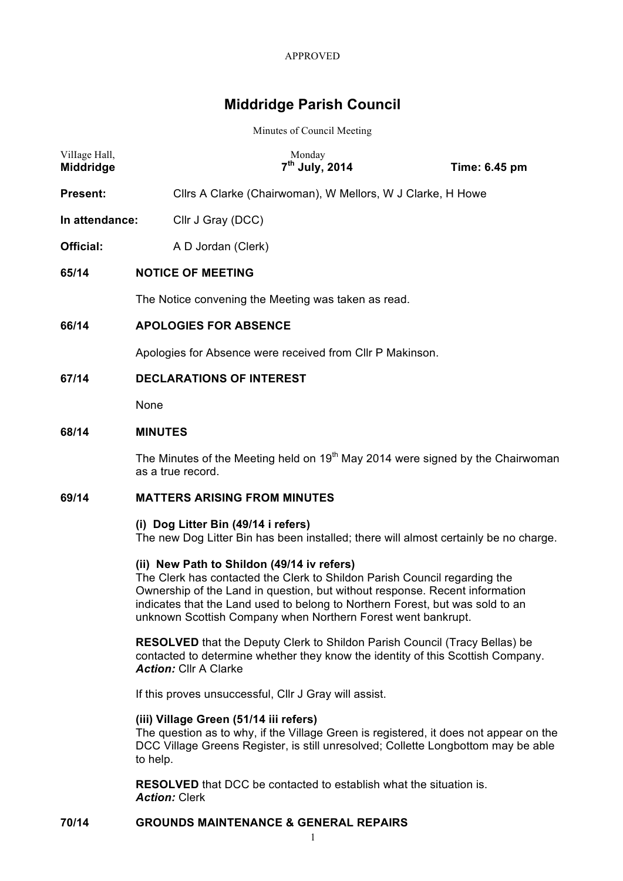APPROVED

# Middridge Parish Council

Minutes of Council Meeting

| Village Hall, Middridge | Monday 7th July, 2014 | Time: 6.45 pm |
|---|---|---|

**Present:** Cllrs A Clarke (Chairwoman), W Mellors, W J Clarke, H Howe

**In attendance:** Cllr J Gray (DCC)

**Official:** A D Jordan (Clerk)

## 65/14 NOTICE OF MEETING

The Notice convening the Meeting was taken as read.

## 66/14 APOLOGIES FOR ABSENCE

Apologies for Absence were received from Cllr P Makinson.

## 67/14 DECLARATIONS OF INTEREST

None

## 68/14 MINUTES

The Minutes of the Meeting held on 19th May 2014 were signed by the Chairwoman as a true record.

## 69/14 MATTERS ARISING FROM MINUTES

**(i) Dog Litter Bin (49/14 i refers)**
The new Dog Litter Bin has been installed; there will almost certainly be no charge.

**(ii) New Path to Shildon (49/14 iv refers)**
The Clerk has contacted the Clerk to Shildon Parish Council regarding the Ownership of the Land in question, but without response. Recent information indicates that the Land used to belong to Northern Forest, but was sold to an unknown Scottish Company when Northern Forest went bankrupt.

**RESOLVED** that the Deputy Clerk to Shildon Parish Council (Tracy Bellas) be contacted to determine whether they know the identity of this Scottish Company.
***Action:*** Cllr A Clarke

If this proves unsuccessful, Cllr J Gray will assist.

**(iii) Village Green (51/14 iii refers)**
The question as to why, if the Village Green is registered, it does not appear on the DCC Village Greens Register, is still unresolved; Collette Longbottom may be able to help.

**RESOLVED** that DCC be contacted to establish what the situation is.
***Action:*** Clerk

## 70/14 GROUNDS MAINTENANCE & GENERAL REPAIRS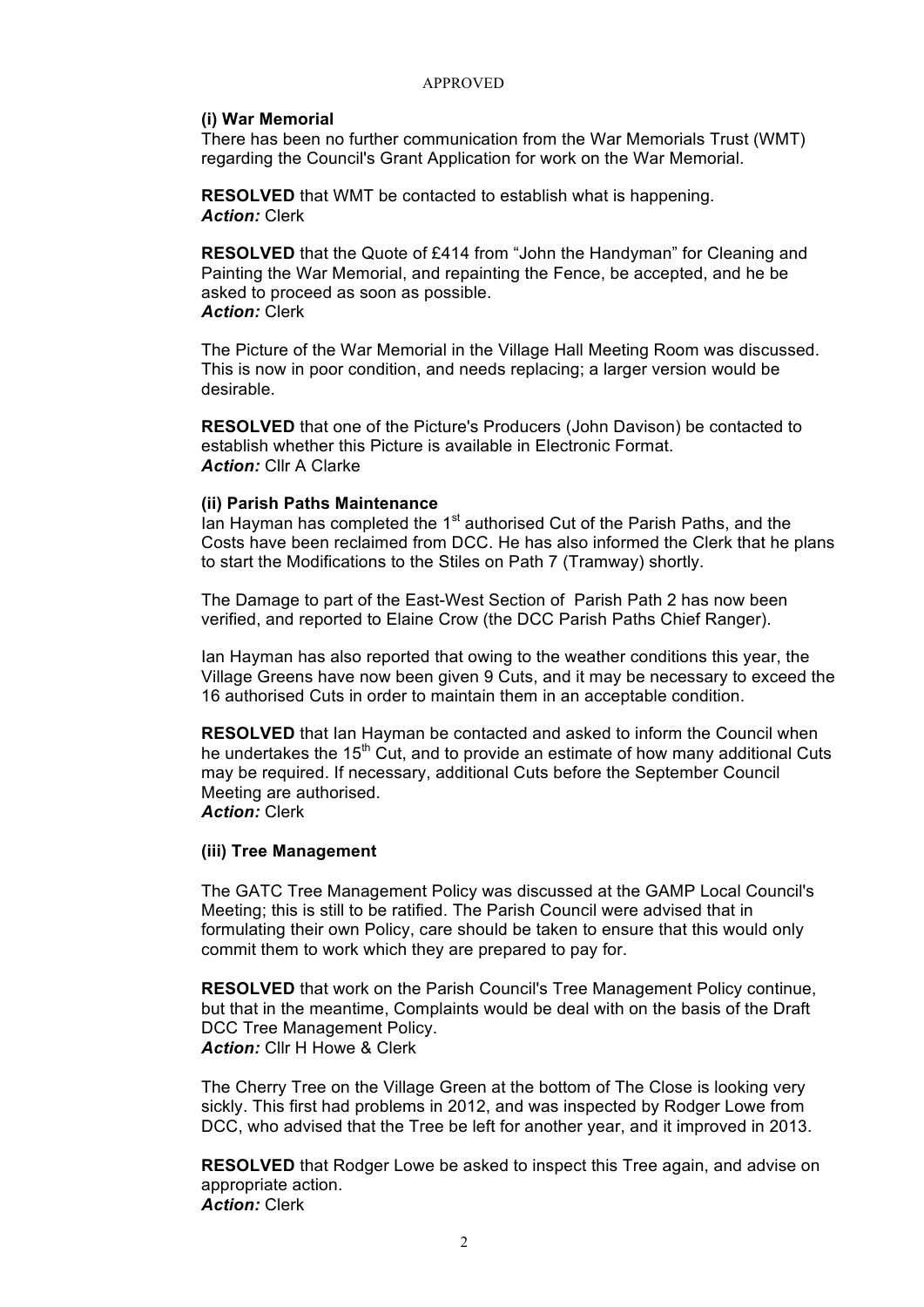APPROVED

**(i) War Memorial**

There has been no further communication from the War Memorials Trust (WMT) regarding the Council's Grant Application for work on the War Memorial.

**RESOLVED** that WMT be contacted to establish what is happening.
***Action:*** Clerk

**RESOLVED** that the Quote of £414 from "John the Handyman" for Cleaning and Painting the War Memorial, and repainting the Fence, be accepted, and he be asked to proceed as soon as possible.
***Action:*** Clerk

The Picture of the War Memorial in the Village Hall Meeting Room was discussed. This is now in poor condition, and needs replacing; a larger version would be desirable.

**RESOLVED** that one of the Picture's Producers (John Davison) be contacted to establish whether this Picture is available in Electronic Format.
***Action:*** Cllr A Clarke

**(ii) Parish Paths Maintenance**

Ian Hayman has completed the 1st authorised Cut of the Parish Paths, and the Costs have been reclaimed from DCC. He has also informed the Clerk that he plans to start the Modifications to the Stiles on Path 7 (Tramway) shortly.

The Damage to part of the East-West Section of Parish Path 2 has now been verified, and reported to Elaine Crow (the DCC Parish Paths Chief Ranger).

Ian Hayman has also reported that owing to the weather conditions this year, the Village Greens have now been given 9 Cuts, and it may be necessary to exceed the 16 authorised Cuts in order to maintain them in an acceptable condition.

**RESOLVED** that Ian Hayman be contacted and asked to inform the Council when he undertakes the 15th Cut, and to provide an estimate of how many additional Cuts may be required. If necessary, additional Cuts before the September Council Meeting are authorised.
***Action:*** Clerk

**(iii) Tree Management**

The GATC Tree Management Policy was discussed at the GAMP Local Council's Meeting; this is still to be ratified. The Parish Council were advised that in formulating their own Policy, care should be taken to ensure that this would only commit them to work which they are prepared to pay for.

**RESOLVED** that work on the Parish Council's Tree Management Policy continue, but that in the meantime, Complaints would be deal with on the basis of the Draft DCC Tree Management Policy.
***Action:*** Cllr H Howe & Clerk

The Cherry Tree on the Village Green at the bottom of The Close is looking very sickly. This first had problems in 2012, and was inspected by Rodger Lowe from DCC, who advised that the Tree be left for another year, and it improved in 2013.

**RESOLVED** that Rodger Lowe be asked to inspect this Tree again, and advise on appropriate action.
***Action:*** Clerk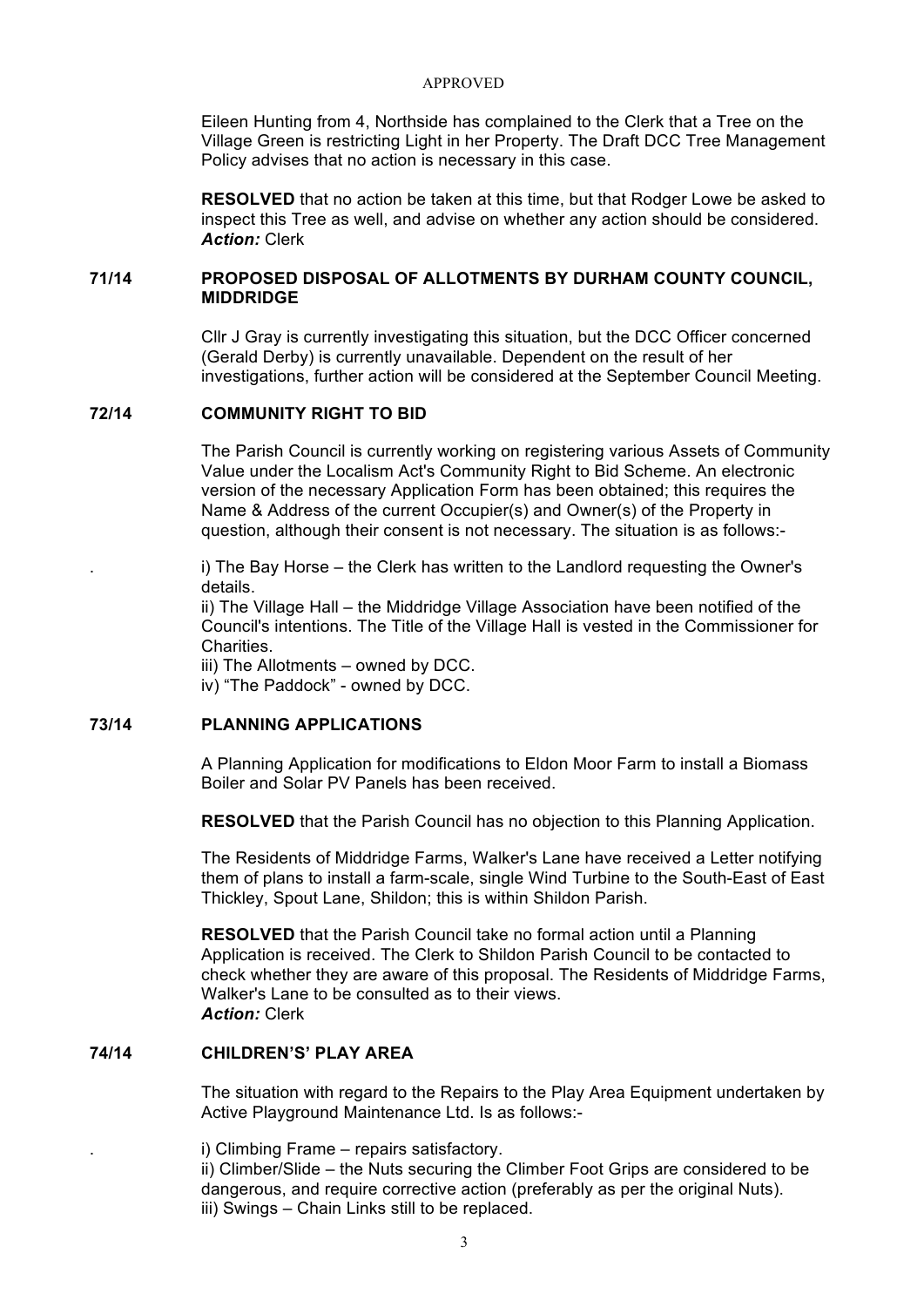APPROVED

Eileen Hunting from 4, Northside has complained to the Clerk that a Tree on the Village Green is restricting Light in her Property. The Draft DCC Tree Management Policy advises that no action is necessary in this case.

**RESOLVED** that no action be taken at this time, but that Rodger Lowe be asked to inspect this Tree as well, and advise on whether any action should be considered.
***Action:*** Clerk

## 71/14 PROPOSED DISPOSAL OF ALLOTMENTS BY DURHAM COUNTY COUNCIL, MIDDRIDGE

Cllr J Gray is currently investigating this situation, but the DCC Officer concerned (Gerald Derby) is currently unavailable. Dependent on the result of her investigations, further action will be considered at the September Council Meeting.

## 72/14 COMMUNITY RIGHT TO BID

The Parish Council is currently working on registering various Assets of Community Value under the Localism Act's Community Right to Bid Scheme. An electronic version of the necessary Application Form has been obtained; this requires the Name & Address of the current Occupier(s) and Owner(s) of the Property in question, although their consent is not necessary. The situation is as follows:-

i) The Bay Horse – the Clerk has written to the Landlord requesting the Owner's details.
ii) The Village Hall – the Middridge Village Association have been notified of the Council's intentions. The Title of the Village Hall is vested in the Commissioner for Charities.
iii) The Allotments – owned by DCC.
iv) "The Paddock" - owned by DCC.

## 73/14 PLANNING APPLICATIONS

A Planning Application for modifications to Eldon Moor Farm to install a Biomass Boiler and Solar PV Panels has been received.

**RESOLVED** that the Parish Council has no objection to this Planning Application.

The Residents of Middridge Farms, Walker's Lane have received a Letter notifying them of plans to install a farm-scale, single Wind Turbine to the South-East of East Thickley, Spout Lane, Shildon; this is within Shildon Parish.

**RESOLVED** that the Parish Council take no formal action until a Planning Application is received. The Clerk to Shildon Parish Council to be contacted to check whether they are aware of this proposal. The Residents of Middridge Farms, Walker's Lane to be consulted as to their views.
***Action:*** Clerk

## 74/14 CHILDREN'S' PLAY AREA

The situation with regard to the Repairs to the Play Area Equipment undertaken by Active Playground Maintenance Ltd. Is as follows:-

i) Climbing Frame – repairs satisfactory.
ii) Climber/Slide – the Nuts securing the Climber Foot Grips are considered to be dangerous, and require corrective action (preferably as per the original Nuts).
iii) Swings – Chain Links still to be replaced.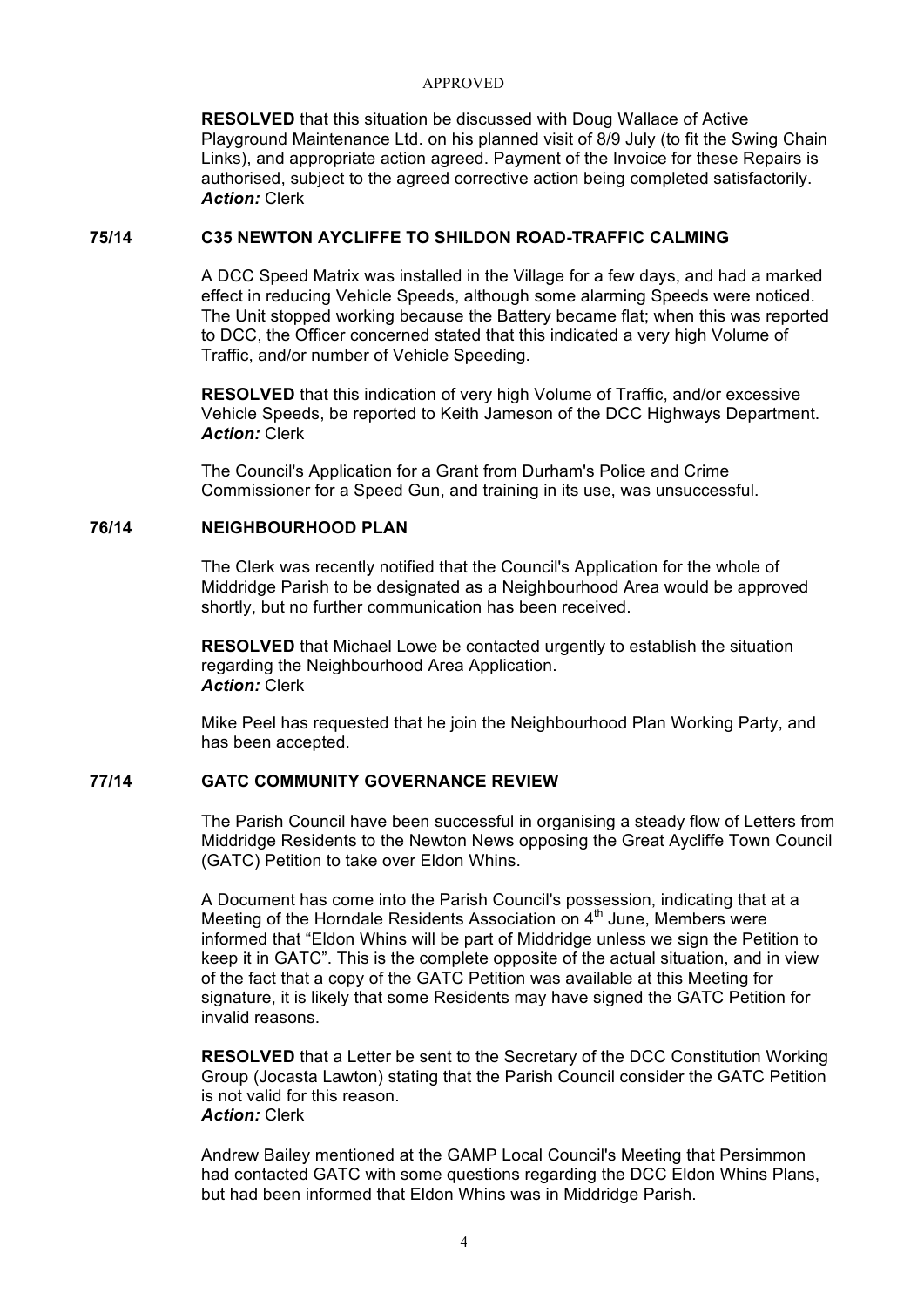APPROVED

**RESOLVED** that this situation be discussed with Doug Wallace of Active Playground Maintenance Ltd. on his planned visit of 8/9 July (to fit the Swing Chain Links), and appropriate action agreed. Payment of the Invoice for these Repairs is authorised, subject to the agreed corrective action being completed satisfactorily.
***Action:*** Clerk

## 75/14 C35 NEWTON AYCLIFFE TO SHILDON ROAD-TRAFFIC CALMING

A DCC Speed Matrix was installed in the Village for a few days, and had a marked effect in reducing Vehicle Speeds, although some alarming Speeds were noticed. The Unit stopped working because the Battery became flat; when this was reported to DCC, the Officer concerned stated that this indicated a very high Volume of Traffic, and/or number of Vehicle Speeding.

**RESOLVED** that this indication of very high Volume of Traffic, and/or excessive Vehicle Speeds, be reported to Keith Jameson of the DCC Highways Department.
***Action:*** Clerk

The Council's Application for a Grant from Durham's Police and Crime Commissioner for a Speed Gun, and training in its use, was unsuccessful.

## 76/14 NEIGHBOURHOOD PLAN

The Clerk was recently notified that the Council's Application for the whole of Middridge Parish to be designated as a Neighbourhood Area would be approved shortly, but no further communication has been received.

**RESOLVED** that Michael Lowe be contacted urgently to establish the situation regarding the Neighbourhood Area Application.
***Action:*** Clerk

Mike Peel has requested that he join the Neighbourhood Plan Working Party, and has been accepted.

## 77/14 GATC COMMUNITY GOVERNANCE REVIEW

The Parish Council have been successful in organising a steady flow of Letters from Middridge Residents to the Newton News opposing the Great Aycliffe Town Council (GATC) Petition to take over Eldon Whins.

A Document has come into the Parish Council's possession, indicating that at a Meeting of the Horndale Residents Association on 4th June, Members were informed that "Eldon Whins will be part of Middridge unless we sign the Petition to keep it in GATC". This is the complete opposite of the actual situation, and in view of the fact that a copy of the GATC Petition was available at this Meeting for signature, it is likely that some Residents may have signed the GATC Petition for invalid reasons.

**RESOLVED** that a Letter be sent to the Secretary of the DCC Constitution Working Group (Jocasta Lawton) stating that the Parish Council consider the GATC Petition is not valid for this reason.
***Action:*** Clerk

Andrew Bailey mentioned at the GAMP Local Council's Meeting that Persimmon had contacted GATC with some questions regarding the DCC Eldon Whins Plans, but had been informed that Eldon Whins was in Middridge Parish.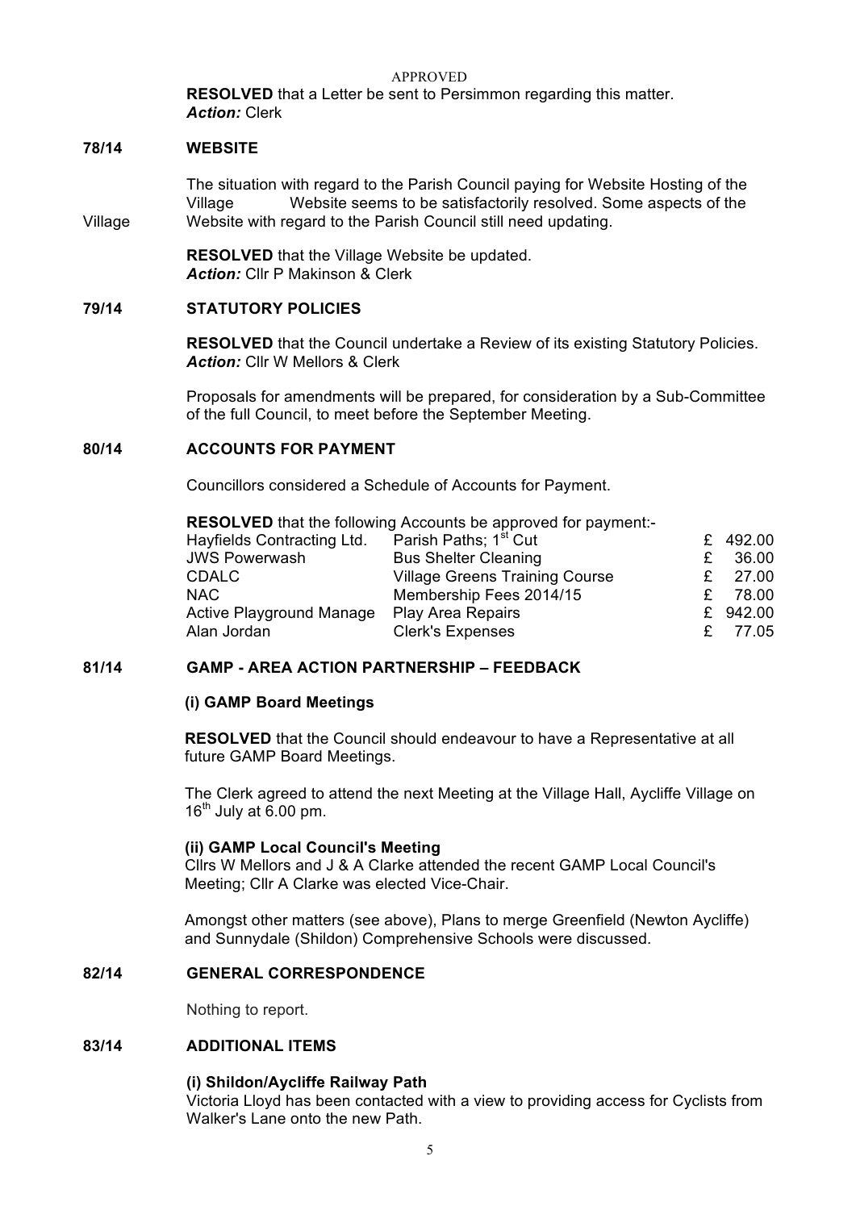APPROVED

**RESOLVED** that a Letter be sent to Persimmon regarding this matter.
***Action:*** Clerk

## 78/14 WEBSITE

The situation with regard to the Parish Council paying for Website Hosting of the Village Website seems to be satisfactorily resolved. Some aspects of the Village Website with regard to the Parish Council still need updating.

**RESOLVED** that the Village Website be updated.
***Action:*** Cllr P Makinson & Clerk

## 79/14 STATUTORY POLICIES

**RESOLVED** that the Council undertake a Review of its existing Statutory Policies.
***Action:*** Cllr W Mellors & Clerk

Proposals for amendments will be prepared, for consideration by a Sub-Committee of the full Council, to meet before the September Meeting.

## 80/14 ACCOUNTS FOR PAYMENT

Councillors considered a Schedule of Accounts for Payment.

**RESOLVED** that the following Accounts be approved for payment:-

| | | |
|---|---|---|
| Hayfields Contracting Ltd. | Parish Paths; 1st Cut | £ 492.00 |
| JWS Powerwash | Bus Shelter Cleaning | £ 36.00 |
| CDALC | Village Greens Training Course | £ 27.00 |
| NAC | Membership Fees 2014/15 | £ 78.00 |
| Active Playground Manage | Play Area Repairs | £ 942.00 |
| Alan Jordan | Clerk's Expenses | £ 77.05 |

## 81/14 GAMP - AREA ACTION PARTNERSHIP – FEEDBACK

### (i) GAMP Board Meetings

**RESOLVED** that the Council should endeavour to have a Representative at all future GAMP Board Meetings.

The Clerk agreed to attend the next Meeting at the Village Hall, Aycliffe Village on 16th July at 6.00 pm.

### (ii) GAMP Local Council's Meeting

Cllrs W Mellors and J & A Clarke attended the recent GAMP Local Council's Meeting; Cllr A Clarke was elected Vice-Chair.

Amongst other matters (see above), Plans to merge Greenfield (Newton Aycliffe) and Sunnydale (Shildon) Comprehensive Schools were discussed.

## 82/14 GENERAL CORRESPONDENCE

Nothing to report.

## 83/14 ADDITIONAL ITEMS

### (i) Shildon/Aycliffe Railway Path

Victoria Lloyd has been contacted with a view to providing access for Cyclists from Walker's Lane onto the new Path.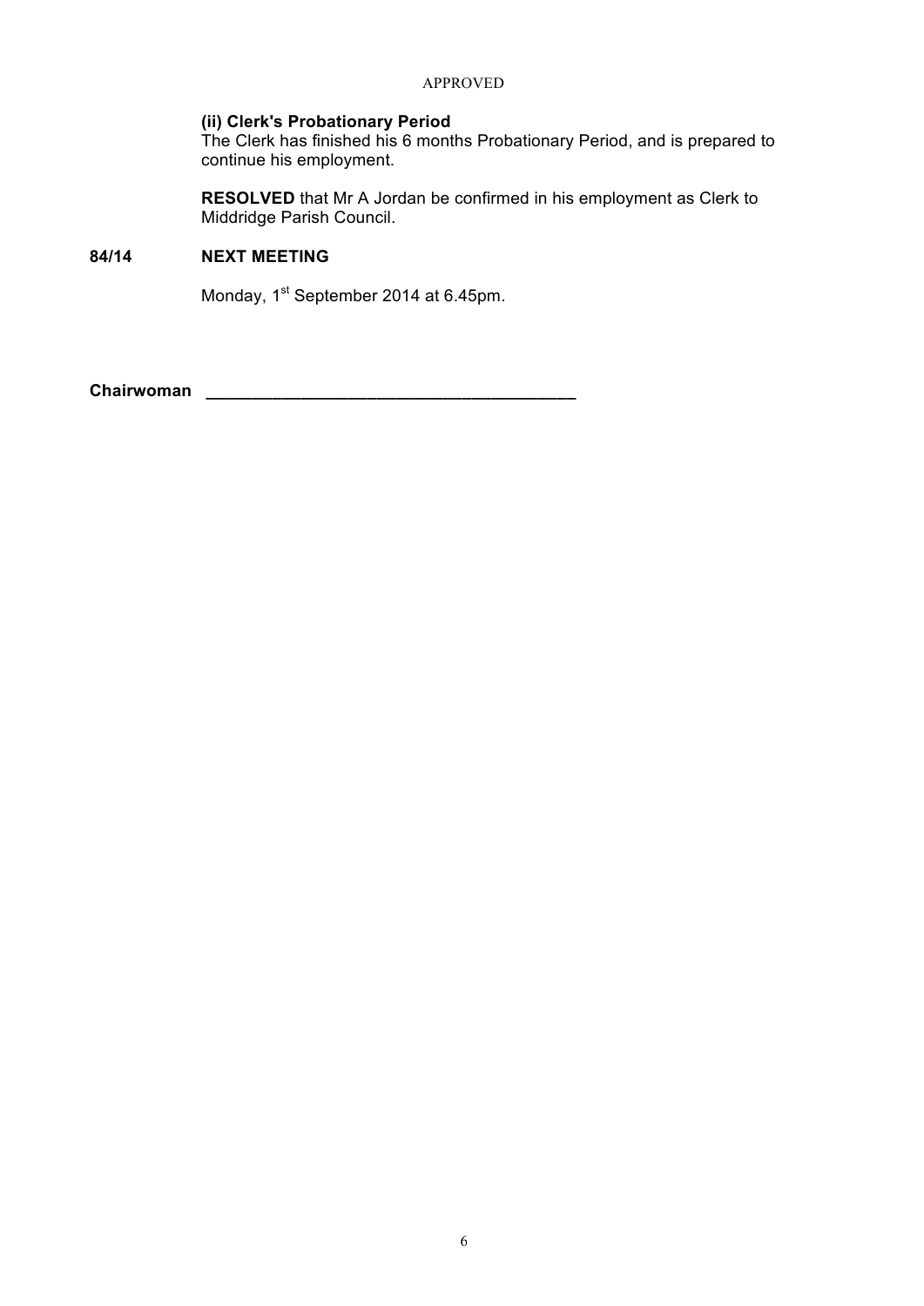APPROVED

**(ii) Clerk's Probationary Period**

The Clerk has finished his 6 months Probationary Period, and is prepared to continue his employment.

**RESOLVED** that Mr A Jordan be confirmed in his employment as Clerk to Middridge Parish Council.

**84/14 NEXT MEETING**

Monday, 1st September 2014 at 6.45pm.

**Chairwoman** ________________________________________